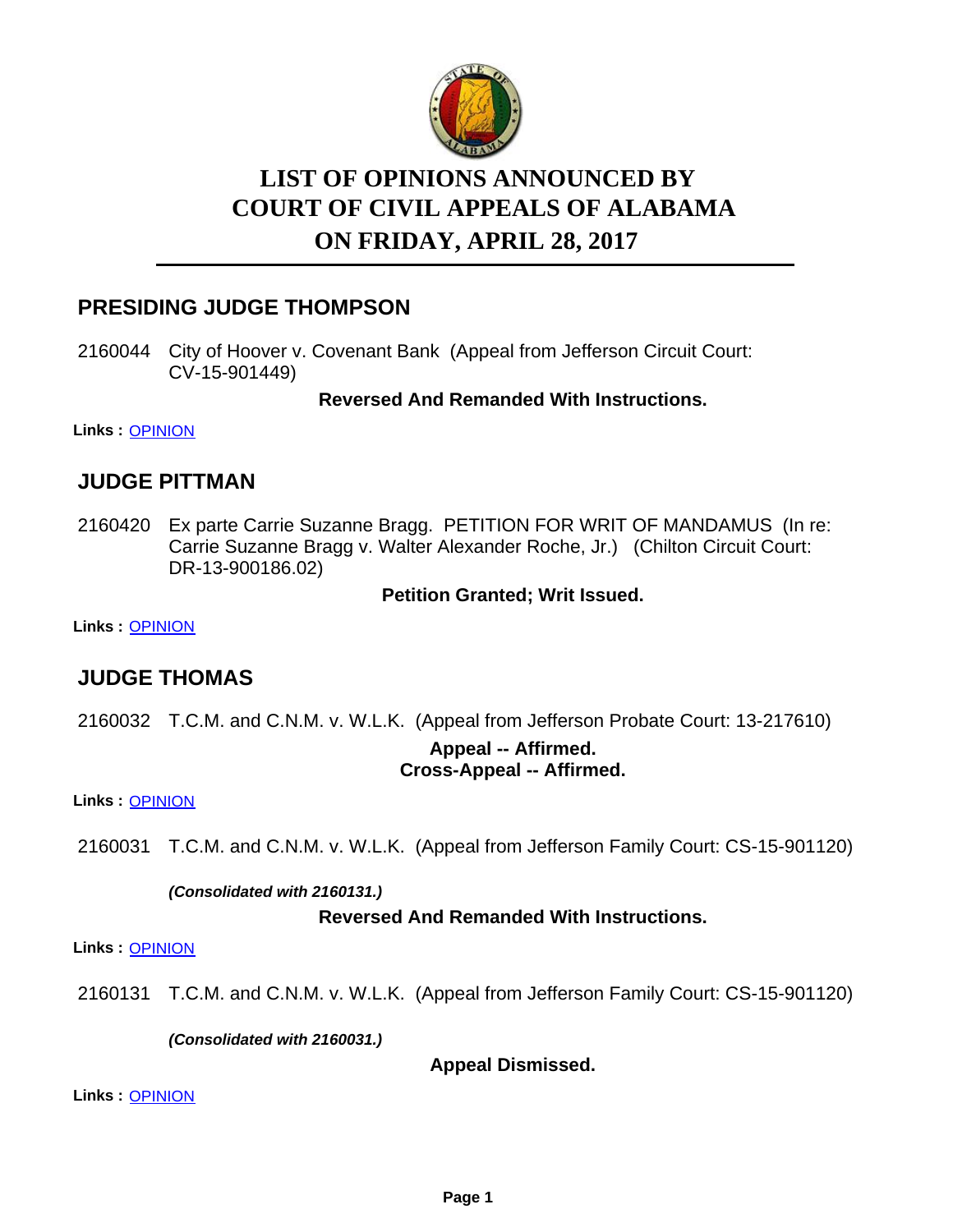# LIST OF OPINIONS ANNOUNCED BY COURT OF CIVIL APPEALS OF ALABAMA ON FRIDAY, APRIL 28, 2017

## PRESIDING JUDGE THOMPSON

2160044 City of Hoover v. Covenant Bank (Appeal from Jefferson Circuit Court: CV-15-901449)

**Reversed And Remanded With Instructions.**

**Links :** OPINION

## JUDGE PITTMAN

2160420 Ex parte Carrie Suzanne Bragg. PETITION FOR WRIT OF MANDAMUS (In re: Carrie Suzanne Bragg v. Walter Alexander Roche, Jr.) (Chilton Circuit Court: DR-13-900186.02)

**Petition Granted; Writ Issued.**

**Links :** OPINION

## JUDGE THOMAS

2160032 T.C.M. and C.N.M. v. W.L.K. (Appeal from Jefferson Probate Court: 13-217610)

**Appeal -- Affirmed.**
**Cross-Appeal -- Affirmed.**

**Links :** OPINION

2160031 T.C.M. and C.N.M. v. W.L.K. (Appeal from Jefferson Family Court: CS-15-901120)

***(Consolidated with 2160131.)***

**Reversed And Remanded With Instructions.**

**Links :** OPINION

2160131 T.C.M. and C.N.M. v. W.L.K. (Appeal from Jefferson Family Court: CS-15-901120)

***(Consolidated with 2160031.)***

**Appeal Dismissed.**

**Links :** OPINION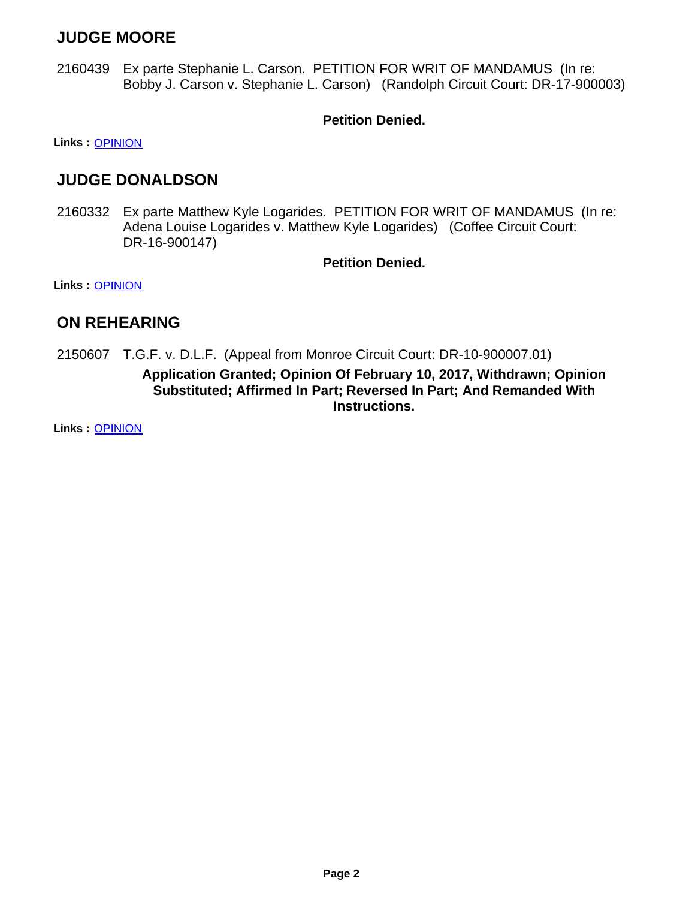## JUDGE MOORE

2160439 Ex parte Stephanie L. Carson. PETITION FOR WRIT OF MANDAMUS (In re: Bobby J. Carson v. Stephanie L. Carson) (Randolph Circuit Court: DR-17-900003)

**Petition Denied.**

**Links :** OPINION

## JUDGE DONALDSON

2160332 Ex parte Matthew Kyle Logarides. PETITION FOR WRIT OF MANDAMUS (In re: Adena Louise Logarides v. Matthew Kyle Logarides) (Coffee Circuit Court: DR-16-900147)

**Petition Denied.**

**Links :** OPINION

## ON REHEARING

2150607 T.G.F. v. D.L.F. (Appeal from Monroe Circuit Court: DR-10-900007.01)

**Application Granted; Opinion Of February 10, 2017, Withdrawn; Opinion Substituted; Affirmed In Part; Reversed In Part; And Remanded With Instructions.**

**Links :** OPINION